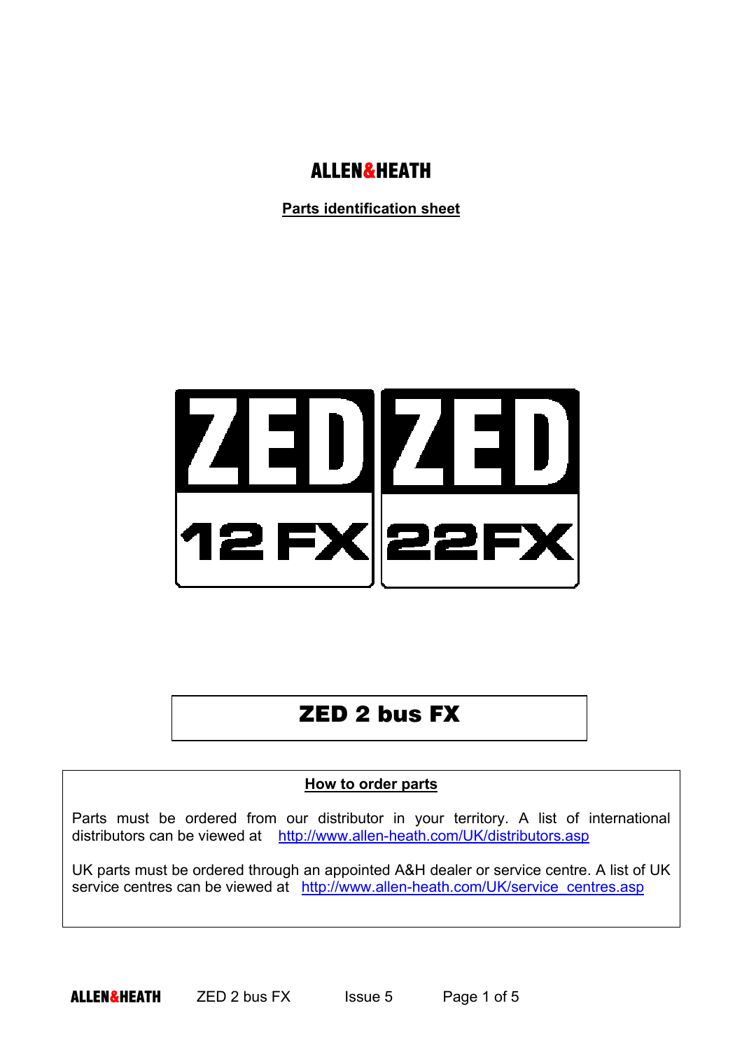# ALLEN&HEATH

**Parts identification sheet**

ZED 12 FX ZED 22FX

## ZED 2 bus FX

**How to order parts**

Parts must be ordered from our distributor in your territory. A list of international distributors can be viewed at http://www.allen-heath.com/UK/distributors.asp

UK parts must be ordered through an appointed A&H dealer or service centre. A list of UK service centres can be viewed at http://www.allen-heath.com/UK/service_centres.asp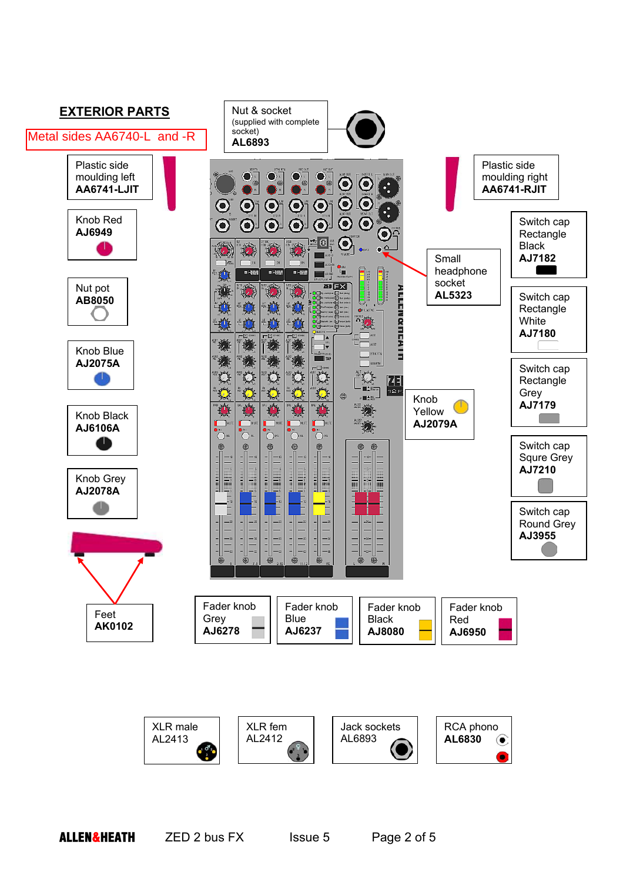## EXTERIOR PARTS

Metal sides AA6740-L and -R

Nut & socket
(supplied with complete socket)
**AL6893**

Plastic side moulding left
**AA6741-LJIT**

Plastic side moulding right
**AA6741-RJIT**

Knob Red
**AJ6949**

Nut pot
**AB8050**

Knob Blue
**AJ2075A**

Knob Black
**AJ6106A**

Knob Grey
**AJ2078A**

Small headphone socket
**AL5323**

Knob Yellow
**AJ2079A**

Switch cap Rectangle Black
**AJ7182**

Switch cap Rectangle White
**AJ7180**

Switch cap Rectangle Grey
**AJ7179**

Switch cap Squre Grey
**AJ7210**

Switch cap Round Grey
**AJ3955**

Feet
**AK0102**

Fader knob Grey
**AJ6278**

Fader knob Blue
**AJ6237**

Fader knob Black
**AJ8080**

Fader knob Red
**AJ6950**

XLR male
AL2413

XLR fem
AL2412

Jack sockets
AL6893

RCA phono
**AL6830**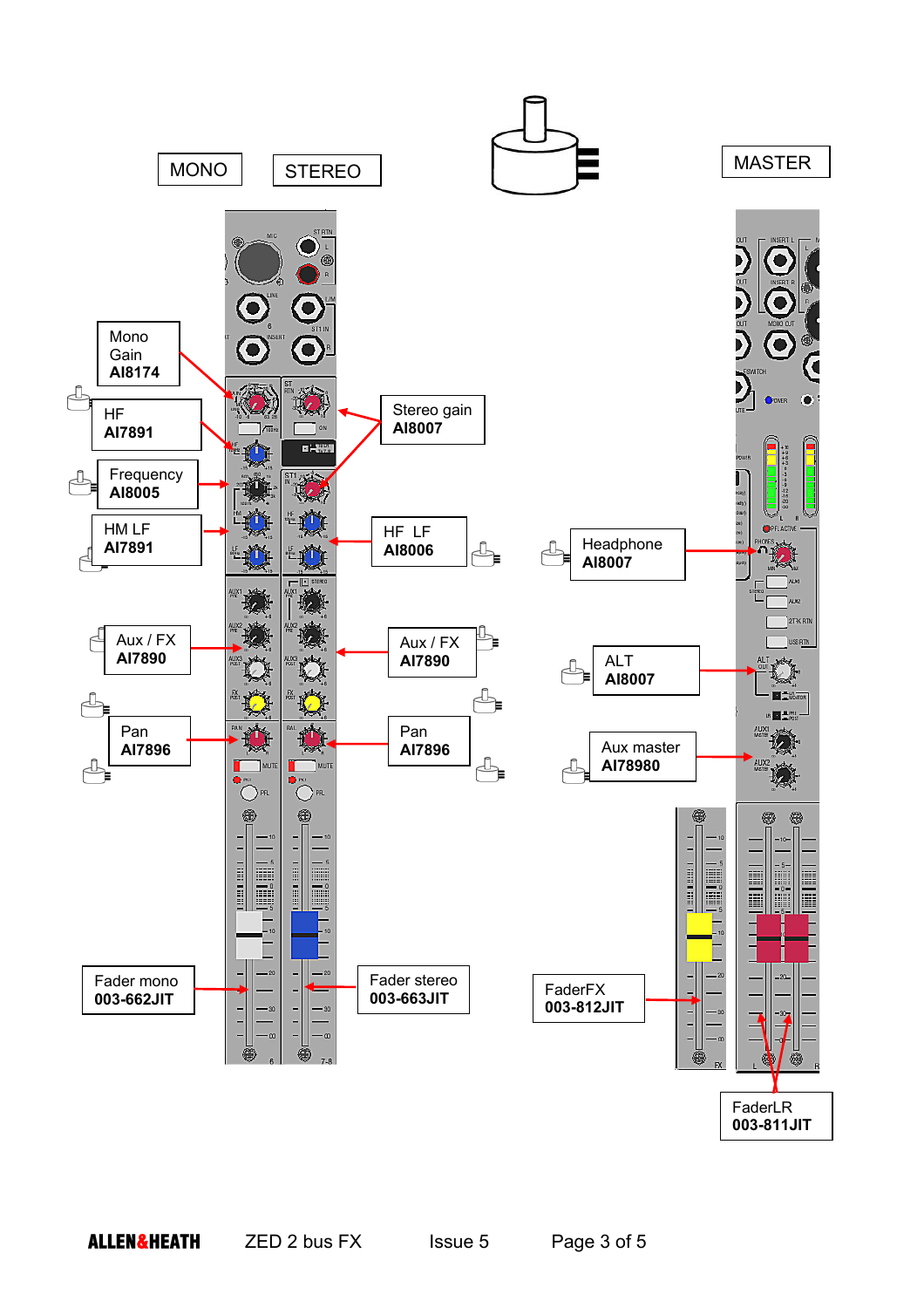MONO

STEREO

MASTER

Mono Gain
**AI8174**

HF
**AI7891**

Frequency
**AI8005**

HM LF
**AI7891**

Aux / FX
**AI7890**

Pan
**AI7896**

Fader mono
**003-662JIT**

Stereo gain
**AI8007**

HF LF
**AI8006**

Aux / FX
**AI7890**

Pan
**AI7896**

Fader stereo
**003-663JIT**

Headphone
**AI8007**

ALT
**AI8007**

Aux master
**AI78980**

FaderFX
**003-812JIT**

FaderLR
**003-811JIT**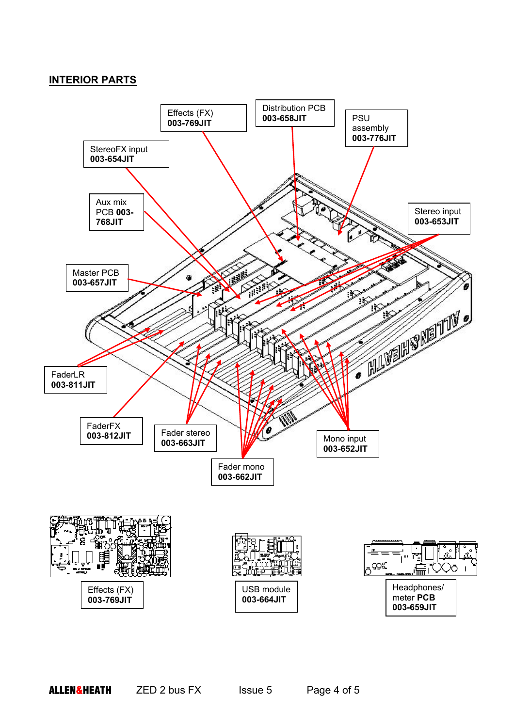## INTERIOR PARTS

Effects (FX)
**003-769JIT**

Distribution PCB
**003-658JIT**

PSU assembly
**003-776JIT**

StereoFX input
**003-654JIT**

Aux mix PCB **003-768JIT**

Stereo input
**003-653JIT**

Master PCB
**003-657JIT**

FaderLR
**003-811JIT**

FaderFX
**003-812JIT**

Fader stereo
**003-663JIT**

Mono input
**003-652JIT**

Fader mono
**003-662JIT**

Effects (FX)
**003-769JIT**

USB module
**003-664JIT**

Headphones/ meter **PCB**
**003-659JIT**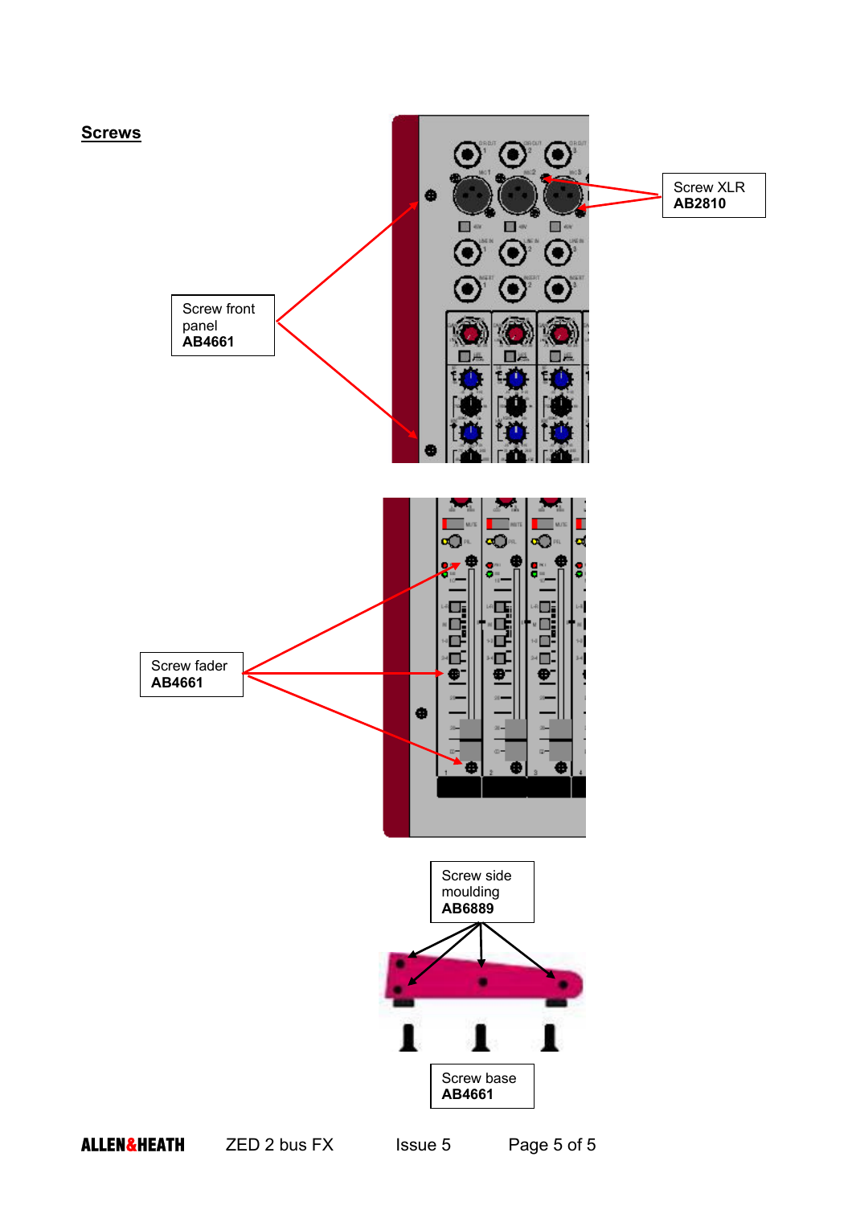## Screws

Screw XLR
**AB2810**

Screw front panel
**AB4661**

Screw fader
**AB4661**

Screw side moulding
**AB6889**

Screw base
**AB4661**